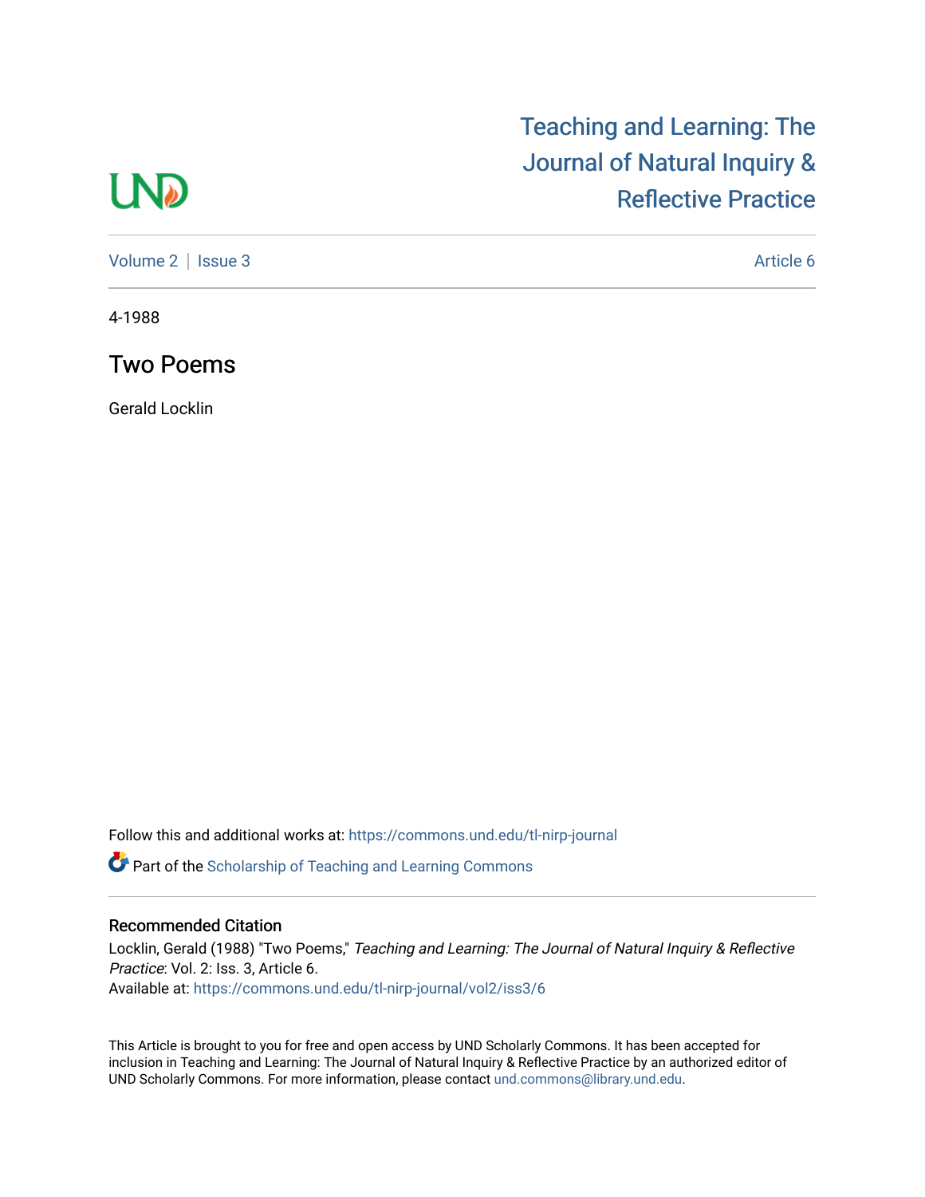# Teaching and Learning: The Journal of Natural Inquiry & Reflective Practice

Volume 2 | Issue 3 | Article 6

4-1988

## Two Poems

Gerald Locklin

Follow this and additional works at: https://commons.und.edu/tl-nirp-journal

Part of the Scholarship of Teaching and Learning Commons

### Recommended Citation

Locklin, Gerald (1988) "Two Poems," *Teaching and Learning: The Journal of Natural Inquiry & Reflective Practice*: Vol. 2: Iss. 3, Article 6.
Available at: https://commons.und.edu/tl-nirp-journal/vol2/iss3/6

This Article is brought to you for free and open access by UND Scholarly Commons. It has been accepted for inclusion in Teaching and Learning: The Journal of Natural Inquiry & Reflective Practice by an authorized editor of UND Scholarly Commons. For more information, please contact und.commons@library.und.edu.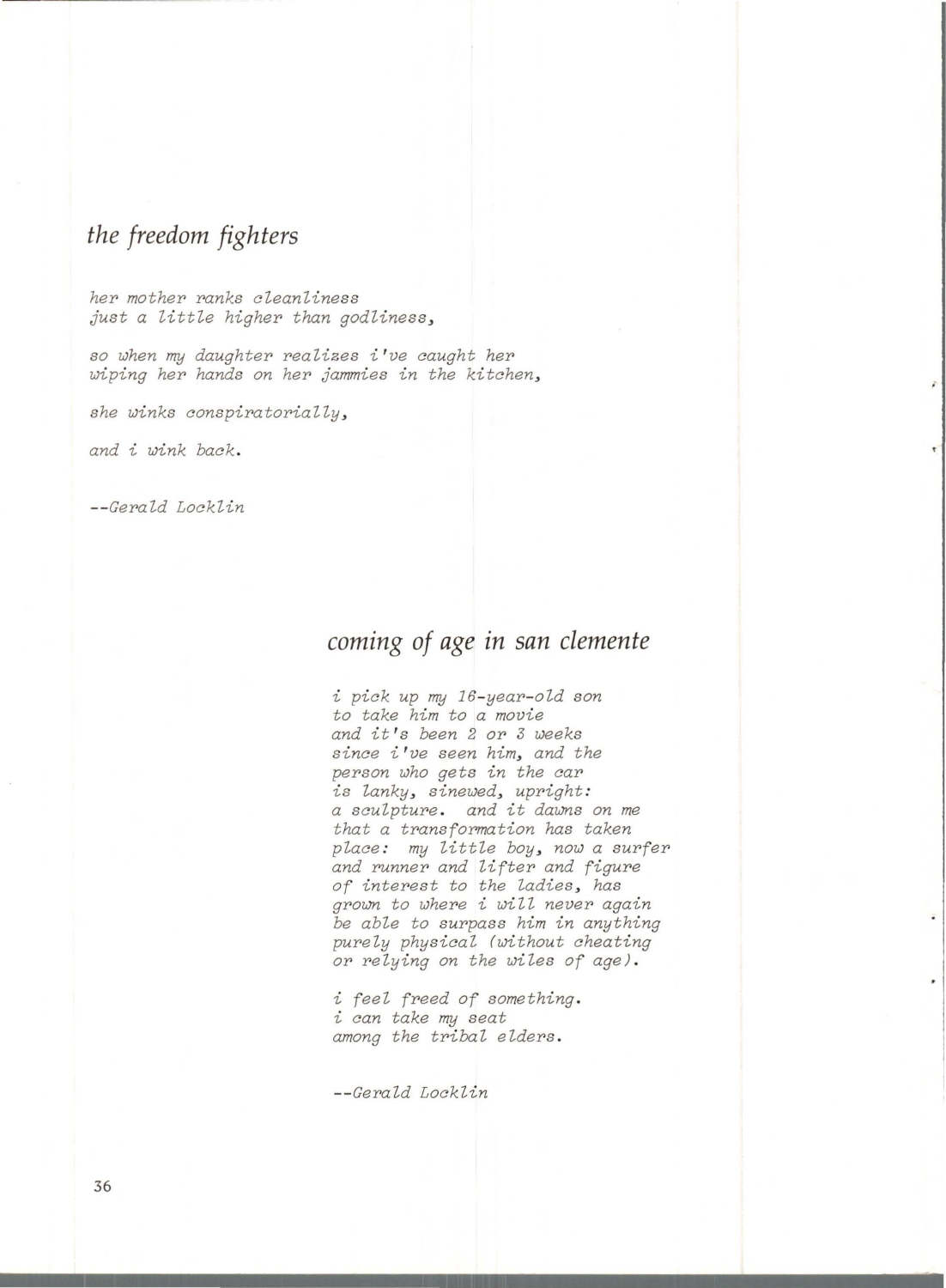## the freedom fighters

*her mother ranks cleanliness*
*just a little higher than godliness,*

*so when my daughter realizes i've caught her*
*wiping her hands on her jammies in the kitchen,*

*she winks conspiratorially,*

*and i wink back.*

*--Gerald Locklin*

## coming of age in san clemente

*i pick up my 16-year-old son*
*to take him to a movie*
*and it's been 2 or 3 weeks*
*since i've seen him, and the*
*person who gets in the car*
*is lanky, sinewed, upright:*
*a sculpture. and it dawns on me*
*that a transformation has taken*
*place: my little boy, now a surfer*
*and runner and lifter and figure*
*of interest to the ladies, has*
*grown to where i will never again*
*be able to surpass him in anything*
*purely physical (without cheating*
*or relying on the wiles of age).*

*i feel freed of something.*
*i can take my seat*
*among the tribal elders.*

*--Gerald Locklin*